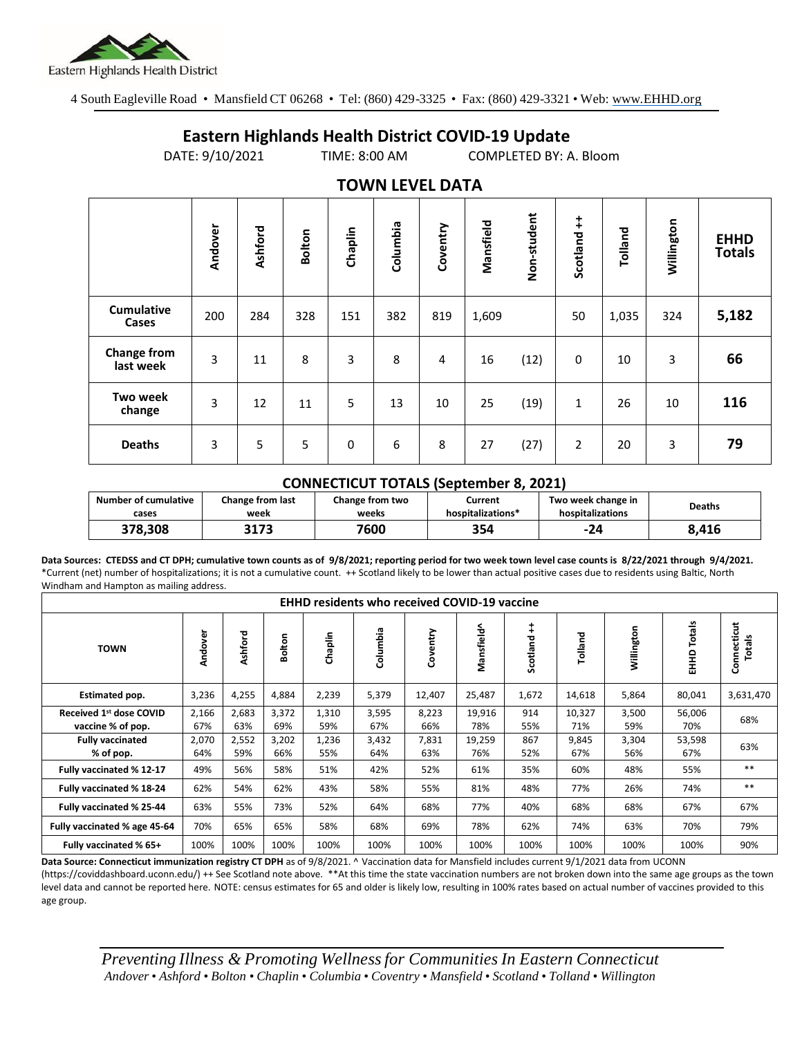Eastern Highlands Health District

4 South Eagleville Road • Mansfield CT 06268 • Tel: (860) 429-3325 • Fax: (860) 429-3321 • Web: www.EHHD.org

# Eastern Highlands Health District COVID-19 Update

DATE: 9/10/2021 TIME: 8:00 AM COMPLETED BY: A. Bloom

## TOWN LEVEL DATA

| | Andover | Ashford | Bolton | Chaplin | Columbia | Coventry | Mansfield | Non-student | Scotland ++ | Tolland | Willington | EHHD Totals |
|---|---|---|---|---|---|---|---|---|---|---|---|---|
| Cumulative Cases | 200 | 284 | 328 | 151 | 382 | 819 | 1,609 | | 50 | 1,035 | 324 | **5,182** |
| Change from last week | 3 | 11 | 8 | 3 | 8 | 4 | 16 | (12) | 0 | 10 | 3 | **66** |
| Two week change | 3 | 12 | 11 | 5 | 13 | 10 | 25 | (19) | 1 | 26 | 10 | **116** |
| Deaths | 3 | 5 | 5 | 0 | 6 | 8 | 27 | (27) | 2 | 20 | 3 | **79** |

### CONNECTICUT TOTALS (September 8, 2021)

| Number of cumulative cases | Change from last week | Change from two weeks | Current hospitalizations* | Two week change in hospitalizations | Deaths |
|---|---|---|---|---|---|
| **378,308** | **3173** | **7600** | **354** | **-24** | **8,416** |

**Data Sources: CTEDSS and CT DPH; cumulative town counts as of 9/8/2021; reporting period for two week town level case counts is 8/22/2021 through 9/4/2021.**
*Current (net) number of hospitalizations; it is not a cumulative count. ++ Scotland likely to be lower than actual positive cases due to residents using Baltic, North Windham and Hampton as mailing address.

| EHHD residents who received COVID-19 vaccine | | | | | | | | | | | | |
|---|---|---|---|---|---|---|---|---|---|---|---|---|
| TOWN | Andover | Ashford | Bolton | Chaplin | Columbia | Coventry | Mansfield^ | Scotland ++ | Tolland | Willington | EHHD Totals | Connecticut Totals |
| Estimated pop. | 3,236 | 4,255 | 4,884 | 2,239 | 5,379 | 12,407 | 25,487 | 1,672 | 14,618 | 5,864 | 80,041 | 3,631,470 |
| Received 1st dose COVID vaccine % of pop. | 2,166 67% | 2,683 63% | 3,372 69% | 1,310 59% | 3,595 67% | 8,223 66% | 19,916 78% | 914 55% | 10,327 71% | 3,500 59% | 56,006 70% | 68% |
| Fully vaccinated % of pop. | 2,070 64% | 2,552 59% | 3,202 66% | 1,236 55% | 3,432 64% | 7,831 63% | 19,259 76% | 867 52% | 9,845 67% | 3,304 56% | 53,598 67% | 63% |
| Fully vaccinated % 12-17 | 49% | 56% | 58% | 51% | 42% | 52% | 61% | 35% | 60% | 48% | 55% | ** |
| Fully vaccinated % 18-24 | 62% | 54% | 62% | 43% | 58% | 55% | 81% | 48% | 77% | 26% | 74% | ** |
| Fully vaccinated % 25-44 | 63% | 55% | 73% | 52% | 64% | 68% | 77% | 40% | 68% | 68% | 67% | 67% |
| Fully vaccinated % age 45-64 | 70% | 65% | 65% | 58% | 68% | 69% | 78% | 62% | 74% | 63% | 70% | 79% |
| Fully vaccinated % 65+ | 100% | 100% | 100% | 100% | 100% | 100% | 100% | 100% | 100% | 100% | 100% | 90% |

**Data Source: Connecticut immunization registry CT DPH** as of 9/8/2021. ^ Vaccination data for Mansfield includes current 9/1/2021 data from UCONN (https://coviddashboard.uconn.edu/) ++ See Scotland note above. **At this time the state vaccination numbers are not broken down into the same age groups as the town level data and cannot be reported here. NOTE: census estimates for 65 and older is likely low, resulting in 100% rates based on actual number of vaccines provided to this age group.

*Preventing Illness & Promoting Wellness for Communities In Eastern Connecticut*
*Andover • Ashford • Bolton • Chaplin • Columbia • Coventry • Mansfield • Scotland • Tolland • Willington*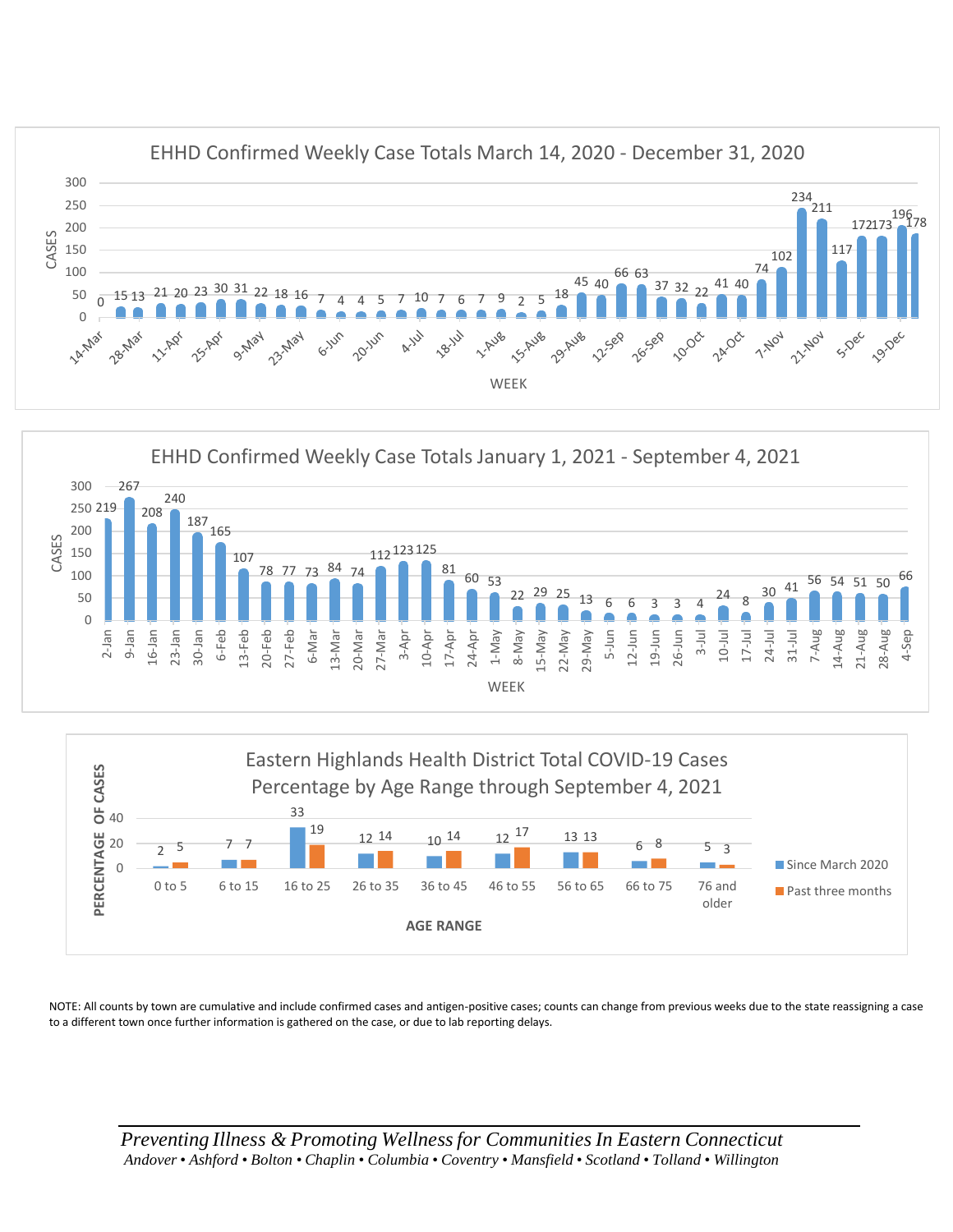EHHD Confirmed Weekly Case Totals March 14, 2020 - December 31, 2020

CASES

300
250
200
150
100
50
0

0 15 13 21 20 23 30 31 22 18 16 7 4 4 5 7 10 7 6 7 9 2 5 18 45 40 66 63 37 32 22 41 40 74 102 234 211 117 172 173 196 178

14-Mar 28-Mar 11-Apr 25-Apr 9-May 23-May 6-Jun 20-Jun 4-Jul 18-Jul 1-Aug 15-Aug 29-Aug 12-Sep 26-Sep 10-Oct 24-Oct 7-Nov 21-Nov 5-Dec 19-Dec

WEEK

EHHD Confirmed Weekly Case Totals January 1, 2021 - September 4, 2021

CASES

300
250
200
150
100
50
0

219 267 208 240 187 165 107 78 77 73 84 74 112 123 125 81 60 53 22 29 25 13 6 6 3 3 4 24 8 30 41 56 54 51 50 66

2-Jan 9-Jan 16-Jan 23-Jan 30-Jan 6-Feb 13-Feb 20-Feb 27-Feb 6-Mar 13-Mar 20-Mar 27-Mar 3-Apr 10-Apr 17-Apr 24-Apr 1-May 8-May 15-May 22-May 29-May 5-Jun 12-Jun 19-Jun 26-Jun 3-Jul 10-Jul 17-Jul 24-Jul 31-Jul 7-Aug 14-Aug 21-Aug 28-Aug 4-Sep

WEEK

Eastern Highlands Health District Total COVID-19 Cases Percentage by Age Range through September 4, 2021

PERCENTAGE OF CASES

40
20
0

0 to 5: 2 5
6 to 15: 7 7
16 to 25: 33 19
26 to 35: 12 14
36 to 45: 10 14
46 to 55: 12 17
56 to 65: 13 13
66 to 75: 6 8
76 and older: 5 3

AGE RANGE

Since March 2020
Past three months

NOTE: All counts by town are cumulative and include confirmed cases and antigen-positive cases; counts can change from previous weeks due to the state reassigning a case to a different town once further information is gathered on the case, or due to lab reporting delays.

*Preventing Illness & Promoting Wellness for Communities In Eastern Connecticut*
*Andover • Ashford • Bolton • Chaplin • Columbia • Coventry • Mansfield • Scotland • Tolland • Willington*